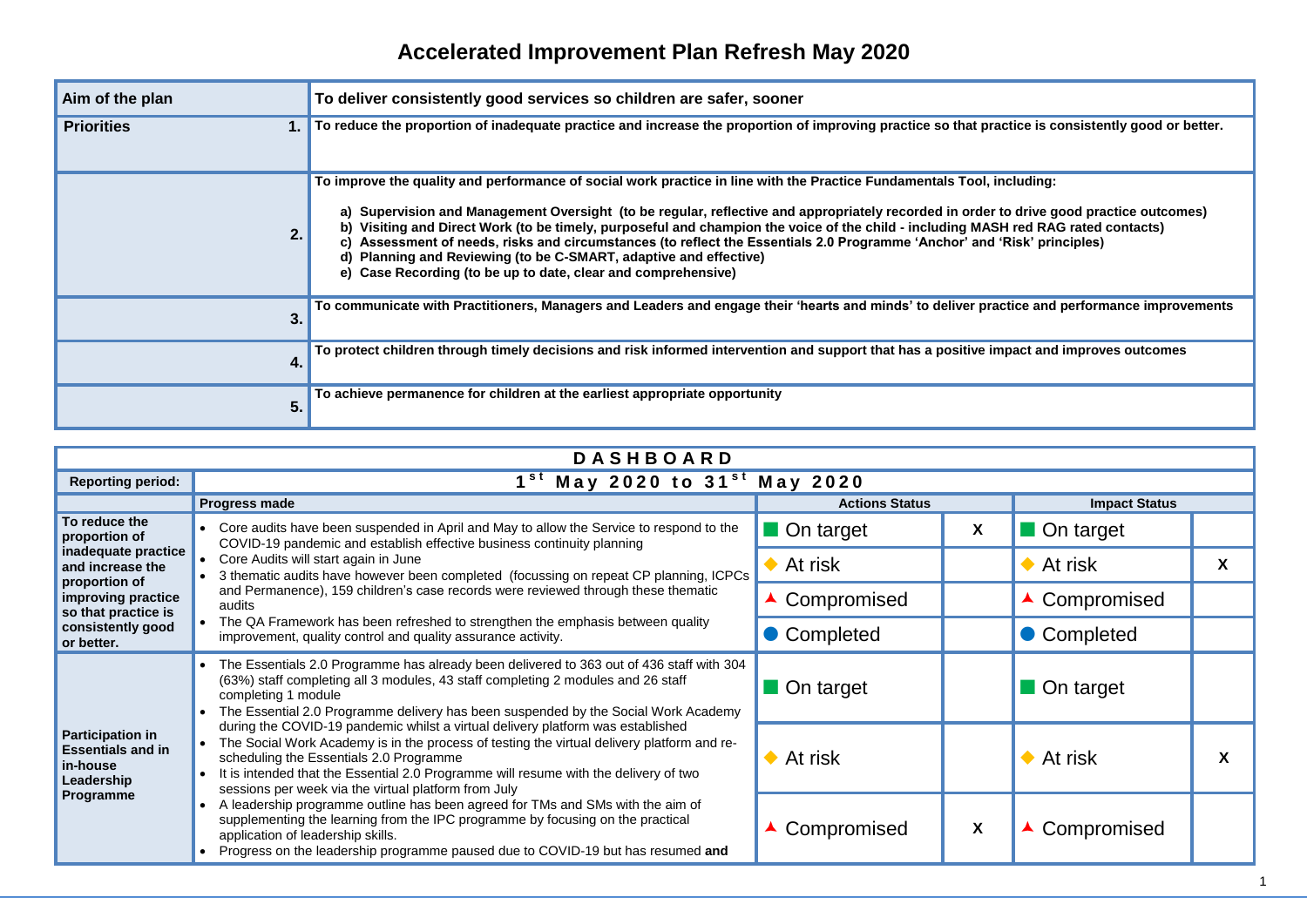# Accelerated Improvement Plan Refresh May 2020

| Aim of the plan | To deliver consistently good services so children are safer, sooner |
|---|---|
| **Priorities** 1. | **To reduce the proportion of inadequate practice and increase the proportion of improving practice so that practice is consistently good or better.** |
| 2. | **To improve the quality and performance of social work practice in line with the Practice Fundamentals Tool, including:**<br><br>a) Supervision and Management Oversight (to be regular, reflective and appropriately recorded in order to drive good practice outcomes)<br>b) Visiting and Direct Work (to be timely, purposeful and champion the voice of the child - including MASH red RAG rated contacts)<br>c) Assessment of needs, risks and circumstances (to reflect the Essentials 2.0 Programme 'Anchor' and 'Risk' principles)<br>d) Planning and Reviewing (to be C-SMART, adaptive and effective)<br>e) Case Recording (to be up to date, clear and comprehensive) |
| 3. | **To communicate with Practitioners, Managers and Leaders and engage their 'hearts and minds' to deliver practice and performance improvements** |
| 4. | **To protect children through timely decisions and risk informed intervention and support that has a positive impact and improves outcomes** |
| 5. | **To achieve permanence for children at the earliest appropriate opportunity** |

| DASHBOARD | | | | | |
|---|---|---|---|---|---|
| **Reporting period:** | **1st May 2020 to 31st May 2020** | | | | |
| | **Progress made** | **Actions Status** | | **Impact Status** | |
| **To reduce the proportion of inadequate practice and increase the proportion of improving practice so that practice is consistently good or better.** | • Core audits have been suspended in April and May to allow the Service to respond to the COVID-19 pandemic and establish effective business continuity planning<br>• Core Audits will start again in June<br>• 3 thematic audits have however been completed (focussing on repeat CP planning, ICPCs and Permanence), 159 children's case records were reviewed through these thematic audits<br>• The QA Framework has been refreshed to strengthen the emphasis between quality improvement, quality control and quality assurance activity. | On target | X | On target | |
| | | At risk | | At risk | X |
| | | Compromised | | Compromised | |
| | | Completed | | Completed | |
| **Participation in Essentials and in in-house Leadership Programme** | • The Essentials 2.0 Programme has already been delivered to 363 out of 436 staff with 304 (63%) staff completing all 3 modules, 43 staff completing 2 modules and 26 staff completing 1 module<br>• The Essential 2.0 Programme delivery has been suspended by the Social Work Academy during the COVID-19 pandemic whilst a virtual delivery platform was established<br>• The Social Work Academy is in the process of testing the virtual delivery platform and re-scheduling the Essentials 2.0 Programme<br>• It is intended that the Essential 2.0 Programme will resume with the delivery of two sessions per week via the virtual platform from July<br>• A leadership programme outline has been agreed for TMs and SMs with the aim of supplementing the learning from the IPC programme by focusing on the practical application of leadership skills.<br>• Progress on the leadership programme paused due to COVID-19 but has resumed **and** | On target | | On target | |
| | | At risk | | At risk | X |
| | | Compromised | X | Compromised | |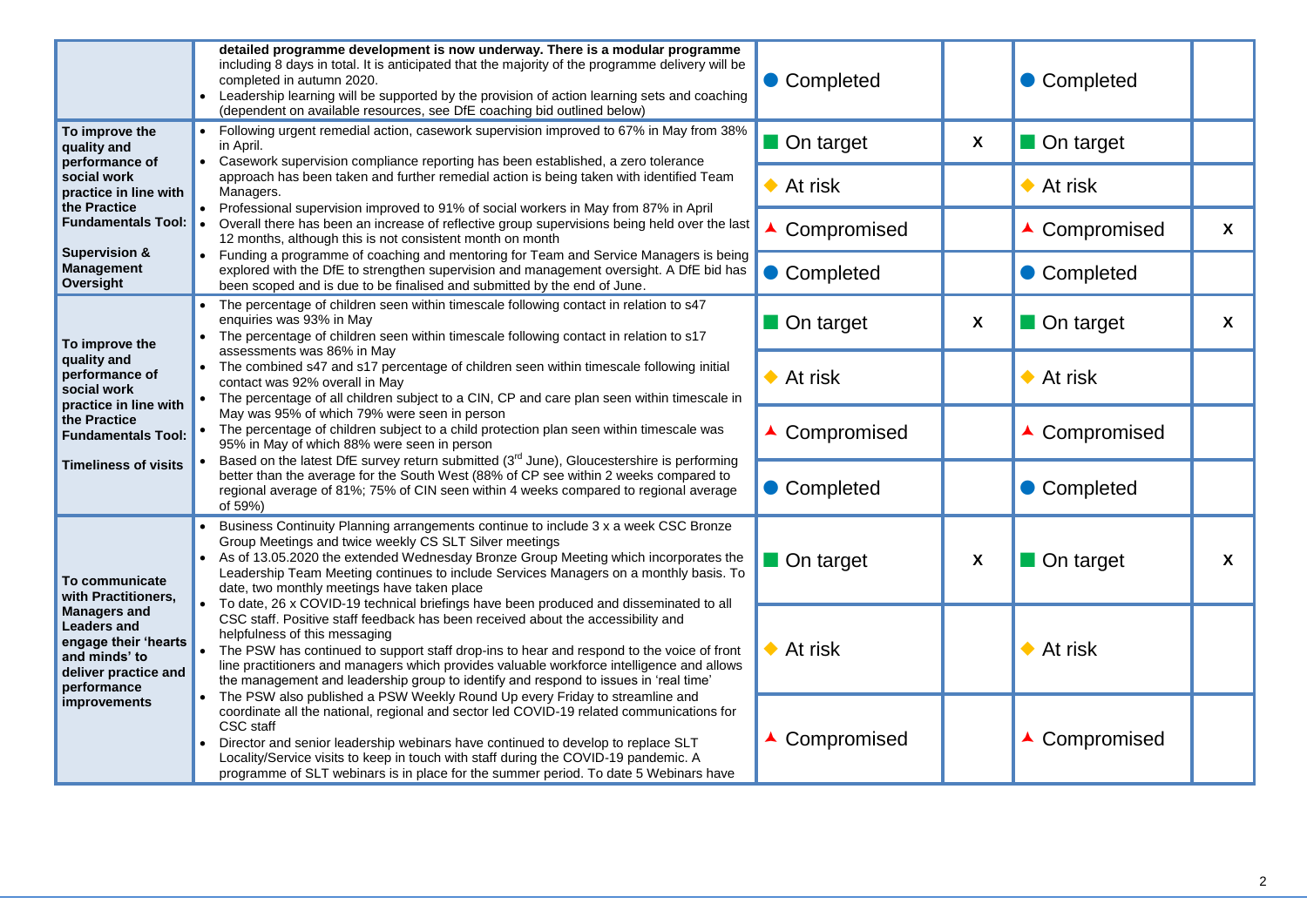| | | | | | |
|---|---|---|---|---|---|
| | **detailed programme development is now underway. There is a modular programme** including 8 days in total. It is anticipated that the majority of the programme delivery will be completed in autumn 2020.<br>• Leadership learning will be supported by the provision of action learning sets and coaching (dependent on available resources, see DfE coaching bid outlined below) | ● Completed | | ● Completed | |
| **To improve the quality and performance of social work practice in line with the Practice Fundamentals Tool:**<br><br>**Supervision & Management Oversight** | • Following urgent remedial action, casework supervision improved to 67% in May from 38% in April.<br>• Casework supervision compliance reporting has been established, a zero tolerance approach has been taken and further remedial action is being taken with identified Team Managers.<br>• Professional supervision improved to 91% of social workers in May from 87% in April<br>• Overall there has been an increase of reflective group supervisions being held over the last 12 months, although this is not consistent month on month<br>• Funding a programme of coaching and mentoring for Team and Service Managers is being explored with the DfE to strengthen supervision and management oversight. A DfE bid has been scoped and is due to be finalised and submitted by the end of June. | ■ On target | X | ■ On target | |
| | | ◆ At risk | | ◆ At risk | |
| | | ▲ Compromised | | ▲ Compromised | X |
| | | ● Completed | | ● Completed | |
| **To improve the quality and performance of social work practice in line with the Practice Fundamentals Tool:**<br><br>**Timeliness of visits** | • The percentage of children seen within timescale following contact in relation to s47 enquiries was 93% in May<br>• The percentage of children seen within timescale following contact in relation to s17 assessments was 86% in May<br>• The combined s47 and s17 percentage of children seen within timescale following initial contact was 92% overall in May<br>• The percentage of all children subject to a CIN, CP and care plan seen within timescale in May was 95% of which 79% were seen in person<br>• The percentage of children subject to a child protection plan seen within timescale was 95% in May of which 88% were seen in person<br>• Based on the latest DfE survey return submitted (3rd June), Gloucestershire is performing better than the average for the South West (88% of CP see within 2 weeks compared to regional average of 81%; 75% of CIN seen within 4 weeks compared to regional average of 59%) | ■ On target | X | ■ On target | X |
| | | ◆ At risk | | ◆ At risk | |
| | | ▲ Compromised | | ▲ Compromised | |
| | | ● Completed | | ● Completed | |
| **To communicate with Practitioners, Managers and Leaders and engage their 'hearts and minds' to deliver practice and performance improvements** | • Business Continuity Planning arrangements continue to include 3 x a week CSC Bronze Group Meetings and twice weekly CS SLT Silver meetings<br>• As of 13.05.2020 the extended Wednesday Bronze Group Meeting which incorporates the Leadership Team Meeting continues to include Services Managers on a monthly basis. To date, two monthly meetings have taken place<br>• To date, 26 x COVID-19 technical briefings have been produced and disseminated to all CSC staff. Positive staff feedback has been received about the accessibility and helpfulness of this messaging<br>• The PSW has continued to support staff drop-ins to hear and respond to the voice of front line practitioners and managers which provides valuable workforce intelligence and allows the management and leadership group to identify and respond to issues in 'real time'<br>• The PSW also published a PSW Weekly Round Up every Friday to streamline and coordinate all the national, regional and sector led COVID-19 related communications for CSC staff<br>• Director and senior leadership webinars have continued to develop to replace SLT Locality/Service visits to keep in touch with staff during the COVID-19 pandemic. A programme of SLT webinars is in place for the summer period. To date 5 Webinars have | ■ On target | X | ■ On target | X |
| | | ◆ At risk | | ◆ At risk | |
| | | ▲ Compromised | | ▲ Compromised | |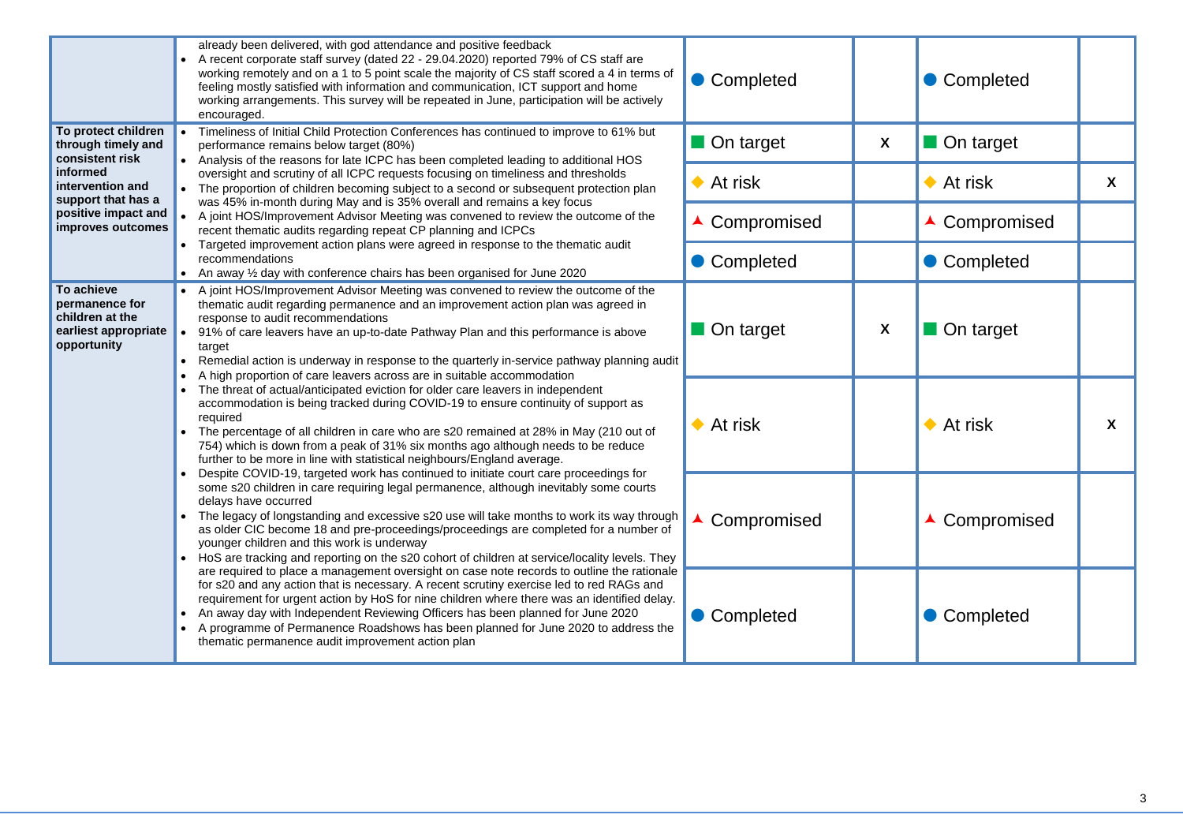| | | | | | |
|---|---|---|---|---|---|
| | already been delivered, with god attendance and positive feedback<br>• A recent corporate staff survey (dated 22 - 29.04.2020) reported 79% of CS staff are working remotely and on a 1 to 5 point scale the majority of CS staff scored a 4 in terms of feeling mostly satisfied with information and communication, ICT support and home working arrangements. This survey will be repeated in June, participation will be actively encouraged. | ● Completed | | ● Completed | |
| **To protect children through timely and consistent risk informed intervention and support that has a positive impact and improves outcomes** | • Timeliness of Initial Child Protection Conferences has continued to improve to 61% but performance remains below target (80%)<br>• Analysis of the reasons for late ICPC has been completed leading to additional HOS oversight and scrutiny of all ICPC requests focusing on timeliness and thresholds<br>• The proportion of children becoming subject to a second or subsequent protection plan was 45% in-month during May and is 35% overall and remains a key focus<br>• A joint HOS/Improvement Advisor Meeting was convened to review the outcome of the recent thematic audits regarding repeat CP planning and ICPCs<br>• Targeted improvement action plans were agreed in response to the thematic audit recommendations<br>• An away ½ day with conference chairs has been organised for June 2020 | ■ On target | **X** | ■ On target | |
| | | ◆ At risk | | ◆ At risk | **X** |
| | | ▲ Compromised | | ▲ Compromised | |
| | | ● Completed | | ● Completed | |
| **To achieve permanence for children at the earliest appropriate opportunity** | • A joint HOS/Improvement Advisor Meeting was convened to review the outcome of the thematic audit regarding permanence and an improvement action plan was agreed in response to audit recommendations<br>• 91% of care leavers have an up-to-date Pathway Plan and this performance is above target<br>• Remedial action is underway in response to the quarterly in-service pathway planning audit<br>• A high proportion of care leavers across are in suitable accommodation<br>• The threat of actual/anticipated eviction for older care leavers in independent accommodation is being tracked during COVID-19 to ensure continuity of support as required<br>• The percentage of all children in care who are s20 remained at 28% in May (210 out of 754) which is down from a peak of 31% six months ago although needs to be reduce further to be more in line with statistical neighbours/England average.<br>• Despite COVID-19, targeted work has continued to initiate court care proceedings for some s20 children in care requiring legal permanence, although inevitably some courts delays have occurred<br>• The legacy of longstanding and excessive s20 use will take months to work its way through as older CIC become 18 and pre-proceedings/proceedings are completed for a number of younger children and this work is underway<br>• HoS are tracking and reporting on the s20 cohort of children at service/locality levels. They are required to place a management oversight on case note records to outline the rationale for s20 and any action that is necessary. A recent scrutiny exercise led to red RAGs and requirement for urgent action by HoS for nine children where there was an identified delay.<br>• An away day with Independent Reviewing Officers has been planned for June 2020<br>• A programme of Permanence Roadshows has been planned for June 2020 to address the thematic permanence audit improvement action plan | ■ On target | **X** | ■ On target | |
| | | ◆ At risk | | ◆ At risk | **X** |
| | | ▲ Compromised | | ▲ Compromised | |
| | | ● Completed | | ● Completed | |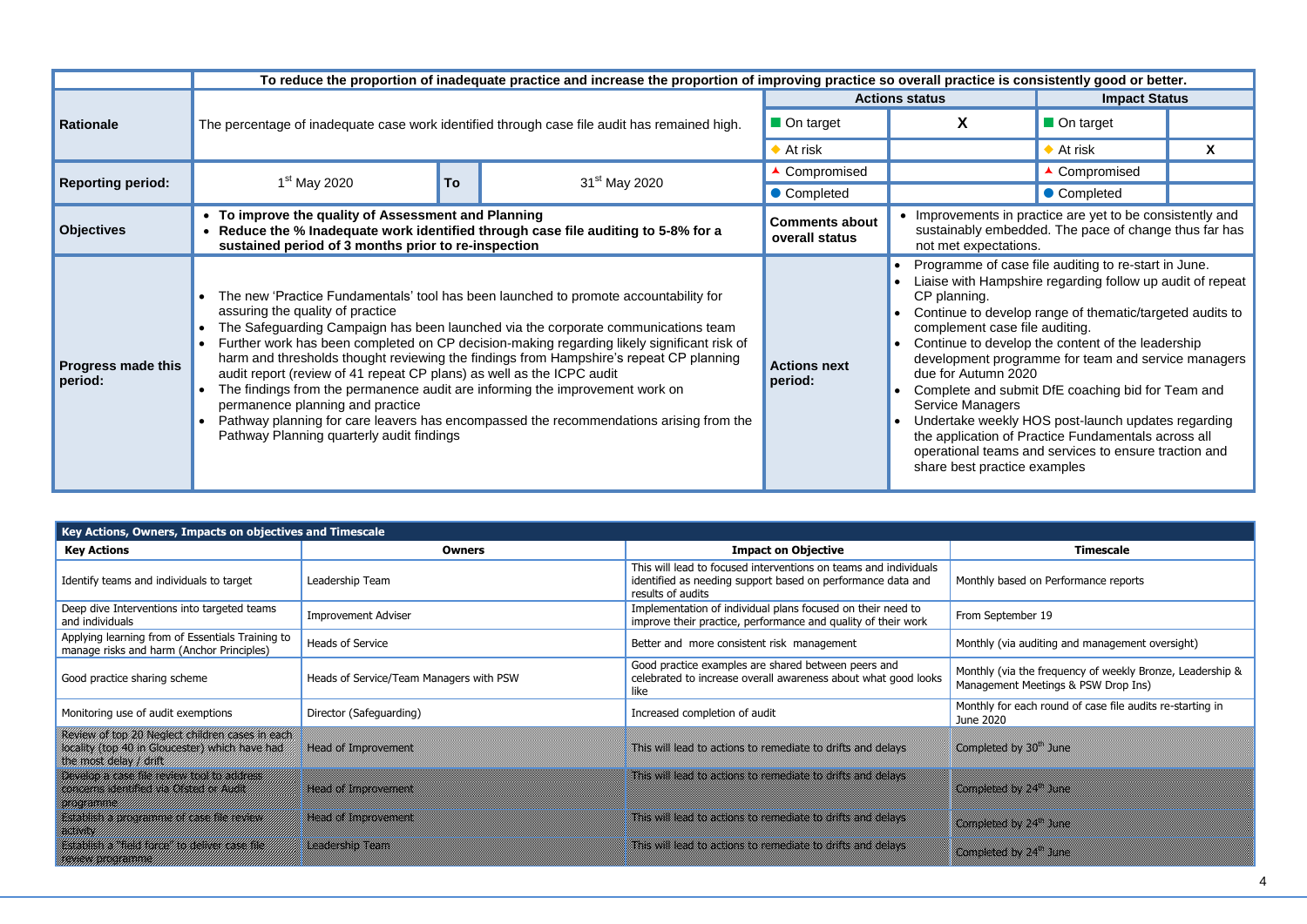| | To reduce the proportion of inadequate practice and increase the proportion of improving practice so overall practice is consistently good or better. | | | | | | |
|---|---|---|---|---|---|---|---|
| | | | | Actions status | | Impact Status | |
| **Rationale** | The percentage of inadequate case work identified through case file audit has remained high. | | | ■ On target | X | ■ On target | |
| | | | | ◆ At risk | | ◆ At risk | X |
| **Reporting period:** | 1st May 2020 | **To** | 31st May 2020 | ▲ Compromised | | ▲ Compromised | |
| | | | | ● Completed | | ● Completed | |
| **Objectives** | • **To improve the quality of Assessment and Planning**<br>• **Reduce the % Inadequate work identified through case file auditing to 5-8% for a sustained period of 3 months prior to re-inspection** | | | **Comments about overall status** | • Improvements in practice are yet to be consistently and sustainably embedded. The pace of change thus far has not met expectations. | | |
| **Progress made this period:** | • The new 'Practice Fundamentals' tool has been launched to promote accountability for assuring the quality of practice<br>• The Safeguarding Campaign has been launched via the corporate communications team<br>• Further work has been completed on CP decision-making regarding likely significant risk of harm and thresholds thought reviewing the findings from Hampshire's repeat CP planning audit report (review of 41 repeat CP plans) as well as the ICPC audit<br>• The findings from the permanence audit are informing the improvement work on permanence planning and practice<br>• Pathway planning for care leavers has encompassed the recommendations arising from the Pathway Planning quarterly audit findings | | | **Actions next period:** | • Programme of case file auditing to re-start in June.<br>• Liaise with Hampshire regarding follow up audit of repeat CP planning.<br>• Continue to develop range of thematic/targeted audits to complement case file auditing.<br>• Continue to develop the content of the leadership development programme for team and service managers due for Autumn 2020<br>• Complete and submit DfE coaching bid for Team and Service Managers<br>• Undertake weekly HOS post-launch updates regarding the application of Practice Fundamentals across all operational teams and services to ensure traction and share best practice examples | | |

| Key Actions, Owners, Impacts on objectives and Timescale | | | |
|---|---|---|---|
| **Key Actions** | **Owners** | **Impact on Objective** | **Timescale** |
| Identify teams and individuals to target | Leadership Team | This will lead to focused interventions on teams and individuals identified as needing support based on performance data and results of audits | Monthly based on Performance reports |
| Deep dive Interventions into targeted teams and individuals | Improvement Adviser | Implementation of individual plans focused on their need to improve their practice, performance and quality of their work | From September 19 |
| Applying learning from of Essentials Training to manage risks and harm (Anchor Principles) | Heads of Service | Better and more consistent risk management | Monthly (via auditing and management oversight) |
| Good practice sharing scheme | Heads of Service/Team Managers with PSW | Good practice examples are shared between peers and celebrated to increase overall awareness about what good looks like | Monthly (via the frequency of weekly Bronze, Leadership & Management Meetings & PSW Drop Ins) |
| Monitoring use of audit exemptions | Director (Safeguarding) | Increased completion of audit | Monthly for each round of case file audits re-starting in June 2020 |
| Review of top 20 Neglect children cases in each locality (top 40 in Gloucester) which have had the most delay / drift | Head of Improvement | This will lead to actions to remediate to drifts and delays | Completed by 30th June |
| Develop a case file review tool to address concerns identified via Ofsted or Audit programme | Head of Improvement | This will lead to actions to remediate to drifts and delays | Completed by 24th June |
| Establish a programme of case file review activity | Head of Improvement | This will lead to actions to remediate to drifts and delays | Completed by 24th June |
| Establish a "field force" to deliver case file review programme | Leadership Team | This will lead to actions to remediate to drifts and delays | Completed by 24th June |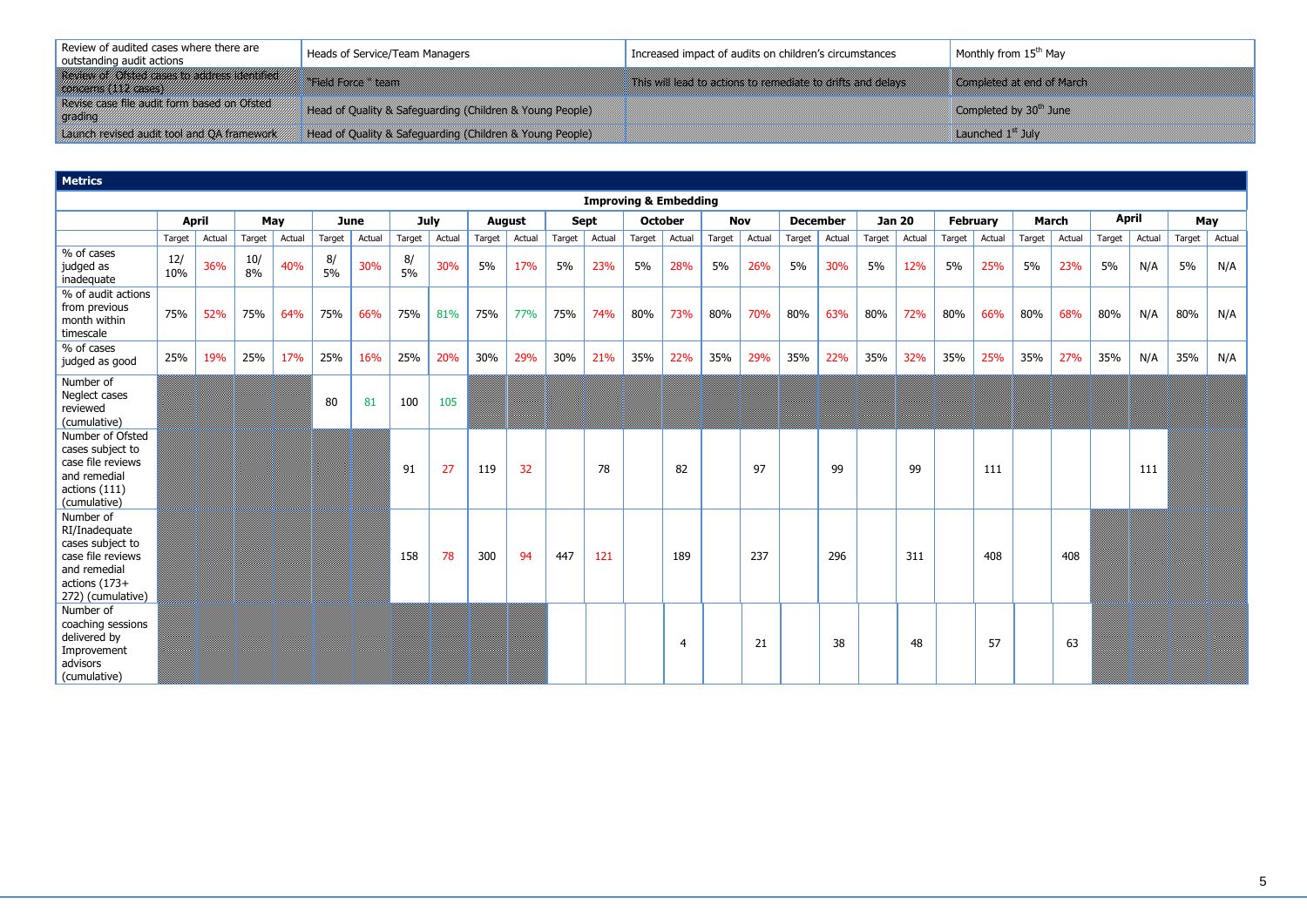| Review of audited cases where there are outstanding audit actions | Heads of Service/Team Managers | Increased impact of audits on children's circumstances | Monthly from 15th May |
|---|---|---|---|
| Review of Ofsted cases to address identified concerns (112 cases) | "Field Force " team | This will lead to actions to remediate to drifts and delays | Completed at end of March |
| Revise case file audit form based on Ofsted grading | Head of Quality & Safeguarding (Children & Young People) | | Completed by 30th June |
| Launch revised audit tool and QA framework | Head of Quality & Safeguarding (Children & Young People) | | Launched 1st July |

| Metrics | | | | | | | | | | | | | | | | | | | | | | | | | | | | |
|---|---|---|---|---|---|---|---|---|---|---|---|---|---|---|---|---|---|---|---|---|---|---|---|---|---|---|---|---|
| | Improving & Embedding | | | | | | | | | | | | | | | | | | | | | | | | | | | |
| | April | | May | | June | | July | | August | | Sept | | October | | Nov | | December | | Jan 20 | | February | | March | | April | | May | |
| | Target | Actual | Target | Actual | Target | Actual | Target | Actual | Target | Actual | Target | Actual | Target | Actual | Target | Actual | Target | Actual | Target | Actual | Target | Actual | Target | Actual | Target | Actual | Target | Actual |
| % of cases judged as inadequate | 12/ 10% | 36% | 10/ 8% | 40% | 8/ 5% | 30% | 8/ 5% | 30% | 5% | 17% | 5% | 23% | 5% | 28% | 5% | 26% | 5% | 30% | 5% | 12% | 5% | 25% | 5% | 23% | 5% | N/A | 5% | N/A |
| % of audit actions from previous month within timescale | 75% | 52% | 75% | 64% | 75% | 66% | 75% | 81% | 75% | 77% | 75% | 74% | 80% | 73% | 80% | 70% | 80% | 63% | 80% | 72% | 80% | 66% | 80% | 68% | 80% | N/A | 80% | N/A |
| % of cases judged as good | 25% | 19% | 25% | 17% | 25% | 16% | 25% | 20% | 30% | 29% | 30% | 21% | 35% | 22% | 35% | 29% | 35% | 22% | 35% | 32% | 35% | 25% | 35% | 27% | 35% | N/A | 35% | N/A |
| Number of Neglect cases reviewed (cumulative) | | | | | 80 | 81 | 100 | 105 | | | | | | | | | | | | | | | | | | | | |
| Number of Ofsted cases subject to case file reviews and remedial actions (111) (cumulative) | | | | | | | 91 | 27 | 119 | 32 | | 78 | | 82 | | 97 | | 99 | | 99 | | 111 | | | | 111 | | |
| Number of RI/Inadequate cases subject to case file reviews and remedial actions (173+ 272) (cumulative) | | | | | | | 158 | 78 | 300 | 94 | 447 | 121 | | 189 | | 237 | | 296 | | 311 | | 408 | | 408 | | | | |
| Number of coaching sessions delivered by Improvement advisors (cumulative) | | | | | | | | | | | | | | 4 | | 21 | | 38 | | 48 | | 57 | | 63 | | | | |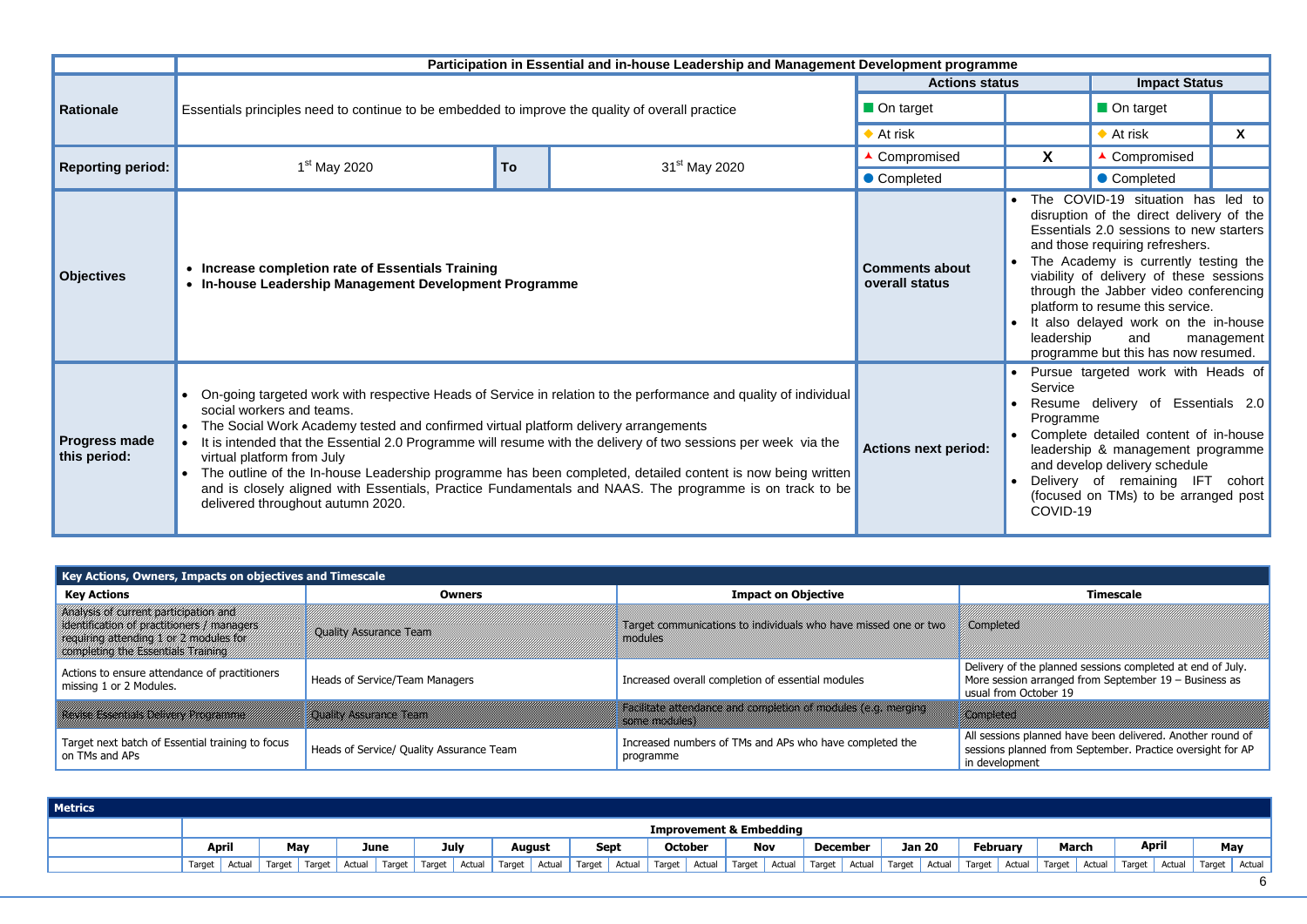| | Participation in Essential and in-house Leadership and Management Development programme | | | | | | |
|---|---|---|---|---|---|---|---|
| **Rationale** | Essentials principles need to continue to be embedded to improve the quality of overall practice | | | **Actions status** | | **Impact Status** | |
| | | | | ■ On target | | ■ On target | |
| | | | | ◆ At risk | | ◆ At risk | X |
| **Reporting period:** | 1st May 2020 | **To** | 31st May 2020 | ▲ Compromised | X | ▲ Compromised | |
| | | | | ● Completed | | ● Completed | |
| **Objectives** | • **Increase completion rate of Essentials Training**<br>• **In-house Leadership Management Development Programme** | | | **Comments about overall status** | • The COVID-19 situation has led to disruption of the direct delivery of the Essentials 2.0 sessions to new starters and those requiring refreshers.<br>• The Academy is currently testing the viability of delivery of these sessions through the Jabber video conferencing platform to resume this service.<br>• It also delayed work on the in-house leadership and management programme but this has now resumed. | | |
| **Progress made this period:** | • On-going targeted work with respective Heads of Service in relation to the performance and quality of individual social workers and teams.<br>• The Social Work Academy tested and confirmed virtual platform delivery arrangements<br>• It is intended that the Essential 2.0 Programme will resume with the delivery of two sessions per week via the virtual platform from July<br>• The outline of the In-house Leadership programme has been completed, detailed content is now being written and is closely aligned with Essentials, Practice Fundamentals and NAAS. The programme is on track to be delivered throughout autumn 2020. | | | **Actions next period:** | • Pursue targeted work with Heads of Service<br>• Resume delivery of Essentials 2.0 Programme<br>• Complete detailed content of in-house leadership & management programme and develop delivery schedule<br>• Delivery of remaining IFT cohort (focused on TMs) to be arranged post COVID-19 | | |

| Key Actions, Owners, Impacts on objectives and Timescale | | | |
|---|---|---|---|
| **Key Actions** | **Owners** | **Impact on Objective** | **Timescale** |
| Analysis of current participation and identification of practitioners / managers requiring attending 1 or 2 modules for completing the Essentials Training | Quality Assurance Team | Target communications to individuals who have missed one or two modules | Completed |
| Actions to ensure attendance of practitioners missing 1 or 2 Modules. | Heads of Service/Team Managers | Increased overall completion of essential modules | Delivery of the planned sessions completed at end of July. More session arranged from September 19 – Business as usual from October 19 |
| Revise Essentials Delivery Programme | Quality Assurance Team | Facilitate attendance and completion of modules (e.g. merging some modules) | Completed |
| Target next batch of Essential training to focus on TMs and APs | Heads of Service/ Quality Assurance Team | Increased numbers of TMs and APs who have completed the programme | All sessions planned have been delivered. Another round of sessions planned from September. Practice oversight for AP in development |

| Metrics | | | | | | | | | | | | | | | | | | | | | | | | | | | | |
|---|---|---|---|---|---|---|---|---|---|---|---|---|---|---|---|---|---|---|---|---|---|---|---|---|---|---|---|---|
| | Improvement & Embedding | | | | | | | | | | | | | | | | | | | | | | | | | | | |
| | April | | May | | June | | July | | August | | Sept | | October | | Nov | | December | | Jan 20 | | February | | March | | April | | May | |
| | Target | Actual | Target | Target | Actual | Target | Target | Actual | Target | Actual | Target | Actual | Target | Actual | Target | Actual | Target | Actual | Target | Actual | Target | Actual | Target | Actual | Target | Actual | Target | Actual |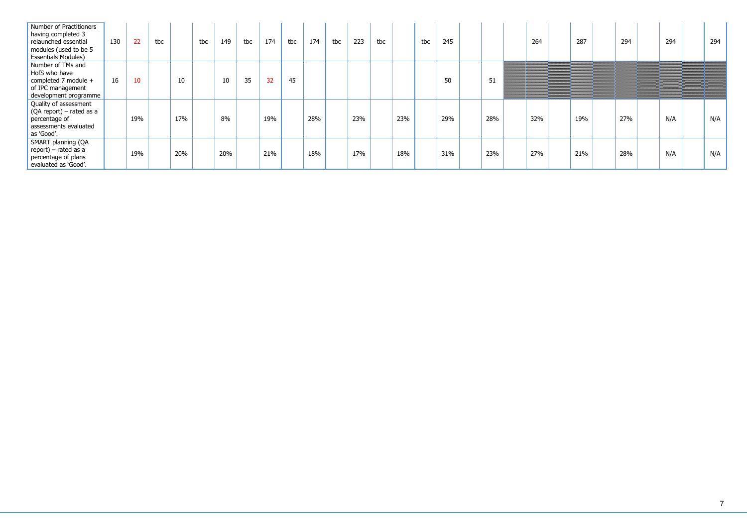| | | | | | | | | | | | | | | | | | | | | | | | | | | | | |
|---|---|---|---|---|---|---|---|---|---|---|---|---|---|---|---|---|---|---|---|---|---|---|---|---|---|---|---|---|
| Number of Practitioners having completed 3 relaunched essential modules (used to be 5 Essentials Modules) | 130 | 22 | tbc | | tbc | 149 | tbc | 174 | tbc | 174 | tbc | 223 | tbc | | tbc | 245 | | | | 264 | | 287 | | 294 | | 294 | | 294 |
| Number of TMs and HofS who have completed 7 module + of IPC management development programme | 16 | 10 | | 10 | | 10 | 35 | 32 | 45 | | | | | | | 50 | | 51 | | | | | | | | | | |
| Quality of assessment (QA report) – rated as a percentage of assessments evaluated as 'Good'. | | 19% | | 17% | | 8% | | 19% | | 28% | | 23% | | 23% | | 29% | | 28% | | 32% | | 19% | | 27% | | N/A | | N/A |
| SMART planning (QA report) – rated as a percentage of plans evaluated as 'Good'. | | 19% | | 20% | | 20% | | 21% | | 18% | | 17% | | 18% | | 31% | | 23% | | 27% | | 21% | | 28% | | N/A | | N/A |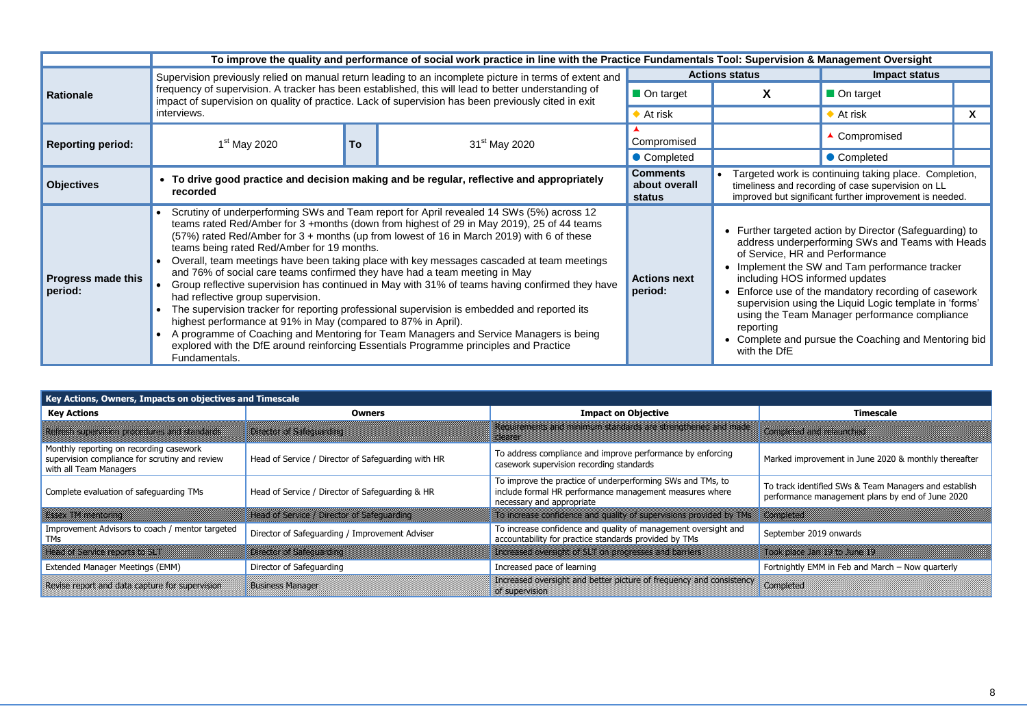| | To improve the quality and performance of social work practice in line with the Practice Fundamentals Tool: Supervision & Management Oversight | | | | | | |
|---|---|---|---|---|---|---|---|
| **Rationale** | Supervision previously relied on manual return leading to an incomplete picture in terms of extent and frequency of supervision. A tracker has been established, this will lead to better understanding of impact of supervision on quality of practice. Lack of supervision has been previously cited in exit interviews. | | | **Actions status** | | **Impact status** | |
| | | | | ■ On target | X | ■ On target | |
| | | | | ◆ At risk | | ◆ At risk | X |
| **Reporting period:** | 1st May 2020 | **To** | 31st May 2020 | ▲ Compromised | | ▲ Compromised | |
| | | | | ● Completed | | ● Completed | |
| **Objectives** | • **To drive good practice and decision making and be regular, reflective and appropriately recorded** | | | **Comments about overall status** | • Targeted work is continuing taking place. Completion, timeliness and recording of case supervision on LL improved but significant further improvement is needed. | | |
| **Progress made this period:** | • Scrutiny of underperforming SWs and Team report for April revealed 14 SWs (5%) across 12 teams rated Red/Amber for 3 +months (down from highest of 29 in May 2019), 25 of 44 teams (57%) rated Red/Amber for 3 + months (up from lowest of 16 in March 2019) with 6 of these teams being rated Red/Amber for 19 months.<br>• Overall, team meetings have been taking place with key messages cascaded at team meetings and 76% of social care teams confirmed they have had a team meeting in May<br>• Group reflective supervision has continued in May with 31% of teams having confirmed they have had reflective group supervision.<br>• The supervision tracker for reporting professional supervision is embedded and reported its highest performance at 91% in May (compared to 87% in April).<br>• A programme of Coaching and Mentoring for Team Managers and Service Managers is being explored with the DfE around reinforcing Essentials Programme principles and Practice Fundamentals. | | | **Actions next period:** | • Further targeted action by Director (Safeguarding) to address underperforming SWs and Teams with Heads of Service, HR and Performance<br>• Implement the SW and Tam performance tracker including HOS informed updates<br>• Enforce use of the mandatory recording of casework supervision using the Liquid Logic template in 'forms' using the Team Manager performance compliance reporting<br>• Complete and pursue the Coaching and Mentoring bid with the DfE | | |

**Key Actions, Owners, Impacts on objectives and Timescale**

| Key Actions | Owners | Impact on Objective | Timescale |
|---|---|---|---|
| Refresh supervision procedures and standards | Director of Safeguarding | Requirements and minimum standards are strengthened and made clearer | Completed and relaunched |
| Monthly reporting on recording casework supervision compliance for scrutiny and review with all Team Managers | Head of Service / Director of Safeguarding with HR | To address compliance and improve performance by enforcing casework supervision recording standards | Marked improvement in June 2020 & monthly thereafter |
| Complete evaluation of safeguarding TMs | Head of Service / Director of Safeguarding & HR | To improve the practice of underperforming SWs and TMs, to include formal HR performance management measures where necessary and appropriate | To track identified SWs & Team Managers and establish performance management plans by end of June 2020 |
| Essex TM mentoring | Head of Service / Director of Safeguarding | To increase confidence and quality of supervisions provided by TMs | Completed |
| Improvement Advisors to coach / mentor targeted TMs | Director of Safeguarding / Improvement Adviser | To increase confidence and quality of management oversight and accountability for practice standards provided by TMs | September 2019 onwards |
| Head of Service reports to SLT | Director of Safeguarding | Increased oversight of SLT on progresses and barriers | Took place Jan 19 to June 19 |
| Extended Manager Meetings (EMM) | Director of Safeguarding | Increased pace of learning | Fortnightly EMM in Feb and March – Now quarterly |
| Revise report and data capture for supervision | Business Manager | Increased oversight and better picture of frequency and consistency of supervision | Completed |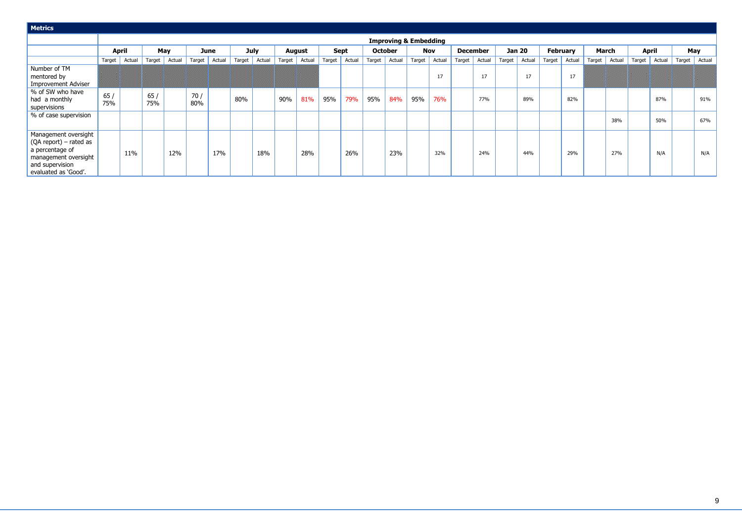**Metrics**

| | Improving & Embedding | | | | | | | | | | | | | | | | | | | | | | | | | | | | | |
|---|---|---|---|---|---|---|---|---|---|---|---|---|---|---|---|---|---|---|---|---|---|---|---|---|---|---|---|---|---|---|
| | April | | May | | June | | July | | August | | Sept | | October | | Nov | | December | | Jan 20 | | February | | March | | April | | May | |
| | Target | Actual | Target | Actual | Target | Actual | Target | Actual | Target | Actual | Target | Actual | Target | Actual | Target | Actual | Target | Actual | Target | Actual | Target | Actual | Target | Actual | Target | Actual | Target | Actual |
| Number of TM mentored by Improvement Adviser | | | | | | | | | | | | | | | | 17 | | 17 | | 17 | | 17 | | | | | | |
| % of SW who have had a monthly supervisions | 65 / 75% | | 65 / 75% | | 70 / 80% | | 80% | | 90% | 81% | 95% | 79% | 95% | 84% | 95% | 76% | | 77% | | 89% | | 82% | | | | 87% | | 91% |
| % of case supervision | | | | | | | | | | | | | | | | | | | | | | | | 38% | | 50% | | 67% |
| Management oversight (QA report) – rated as a percentage of management oversight and supervision evaluated as 'Good'. | | 11% | | 12% | | 17% | | 18% | | 28% | | 26% | | 23% | | 32% | | 24% | | 44% | | 29% | | 27% | | N/A | | N/A |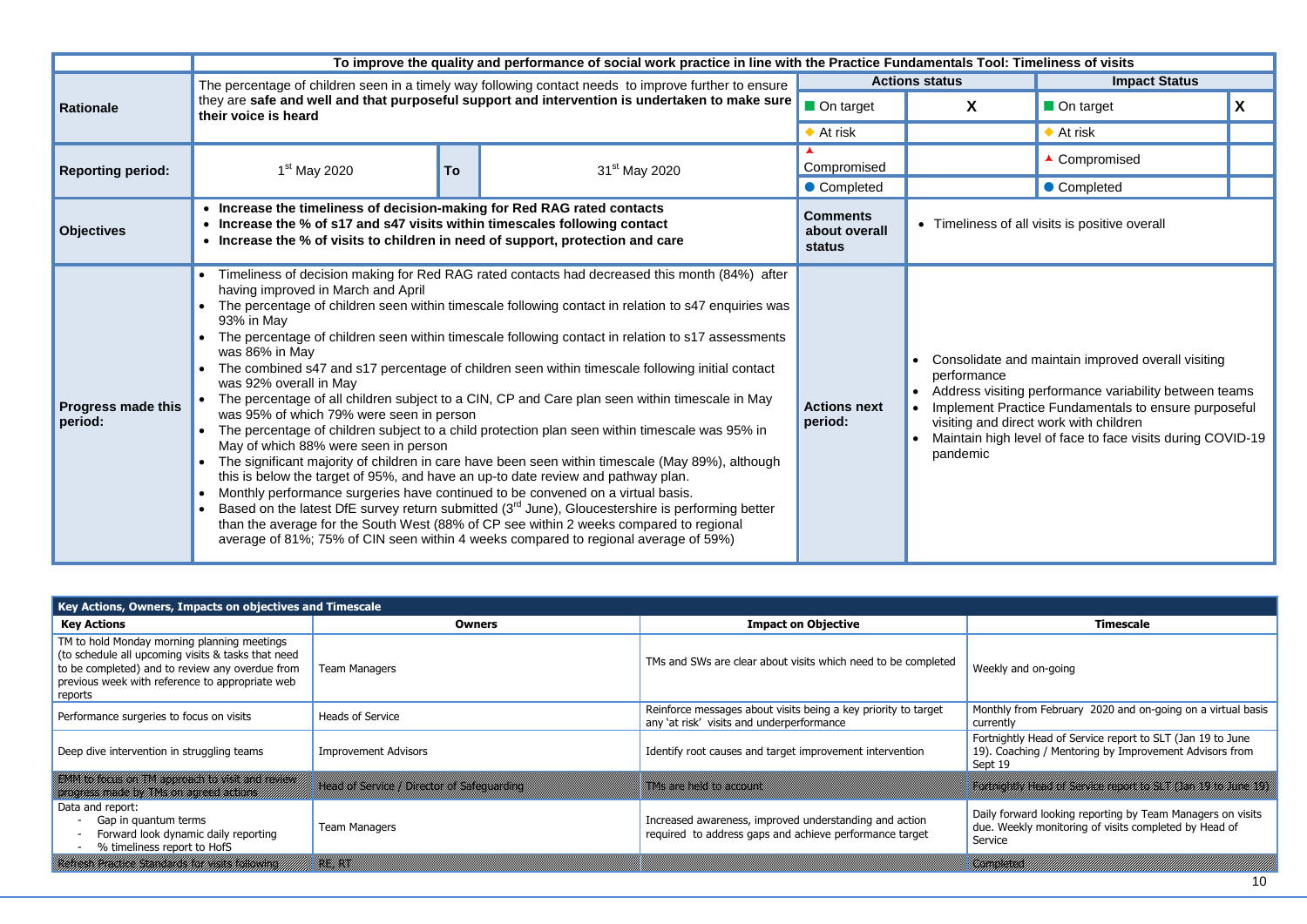| | To improve the quality and performance of social work practice in line with the Practice Fundamentals Tool: Timeliness of visits | | | | | | |
|---|---|---|---|---|---|---|---|
| **Rationale** | The percentage of children seen in a timely way following contact needs to improve further to ensure they are **safe and well and that purposeful support and intervention is undertaken to make sure their voice is heard** | | | **Actions status** | | **Impact Status** | |
| | | | | ■ On target | **X** | ■ On target | **X** |
| | | | | ◆ At risk | | ◆ At risk | |
| **Reporting period:** | 1st May 2020 | **To** | 31st May 2020 | ▲ Compromised | | ▲ Compromised | |
| | | | | ● Completed | | ● Completed | |
| **Objectives** | • **Increase the timeliness of decision-making for Red RAG rated contacts**<br>• **Increase the % of s17 and s47 visits within timescales following contact**<br>• **Increase the % of visits to children in need of support, protection and care** | | | **Comments about overall status** | • Timeliness of all visits is positive overall | | |
| **Progress made this period:** | • Timeliness of decision making for Red RAG rated contacts had decreased this month (84%) after having improved in March and April<br>• The percentage of children seen within timescale following contact in relation to s47 enquiries was 93% in May<br>• The percentage of children seen within timescale following contact in relation to s17 assessments was 86% in May<br>• The combined s47 and s17 percentage of children seen within timescale following initial contact was 92% overall in May<br>• The percentage of all children subject to a CIN, CP and Care plan seen within timescale in May was 95% of which 79% were seen in person<br>• The percentage of children subject to a child protection plan seen within timescale was 95% in May of which 88% were seen in person<br>• The significant majority of children in care have been seen within timescale (May 89%), although this is below the target of 95%, and have an up-to date review and pathway plan.<br>• Monthly performance surgeries have continued to be convened on a virtual basis.<br>• Based on the latest DfE survey return submitted (3rd June), Gloucestershire is performing better than the average for the South West (88% of CP see within 2 weeks compared to regional average of 81%; 75% of CIN seen within 4 weeks compared to regional average of 59%) | | | **Actions next period:** | • Consolidate and maintain improved overall visiting performance<br>• Address visiting performance variability between teams<br>• Implement Practice Fundamentals to ensure purposeful visiting and direct work with children<br>• Maintain high level of face to face visits during COVID-19 pandemic | | |

| **Key Actions, Owners, Impacts on objectives and Timescale** | | | |
|---|---|---|---|
| **Key Actions** | **Owners** | **Impact on Objective** | **Timescale** |
| TM to hold Monday morning planning meetings (to schedule all upcoming visits & tasks that need to be completed) and to review any overdue from previous week with reference to appropriate web reports | Team Managers | TMs and SWs are clear about visits which need to be completed | Weekly and on-going |
| Performance surgeries to focus on visits | Heads of Service | Reinforce messages about visits being a key priority to target any 'at risk' visits and underperformance | Monthly from February 2020 and on-going on a virtual basis currently |
| Deep dive intervention in struggling teams | Improvement Advisors | Identify root causes and target improvement intervention | Fortnightly Head of Service report to SLT (Jan 19 to June 19). Coaching / Mentoring by Improvement Advisors from Sept 19 |
| EMM to focus on TM approach to visit and review progress made by TMs on agreed actions | Head of Service / Director of Safeguarding | TMs are held to account | Fortnightly Head of Service report to SLT (Jan 19 to June 19) |
| Data and report:<br>- Gap in quantum terms<br>- Forward look dynamic daily reporting<br>- % timeliness report to HofS | Team Managers | Increased awareness, improved understanding and action required to address gaps and achieve performance target | Daily forward looking reporting by Team Managers on visits due. Weekly monitoring of visits completed by Head of Service |
| Refresh Practice Standards for visits following | RE, RT | | Completed |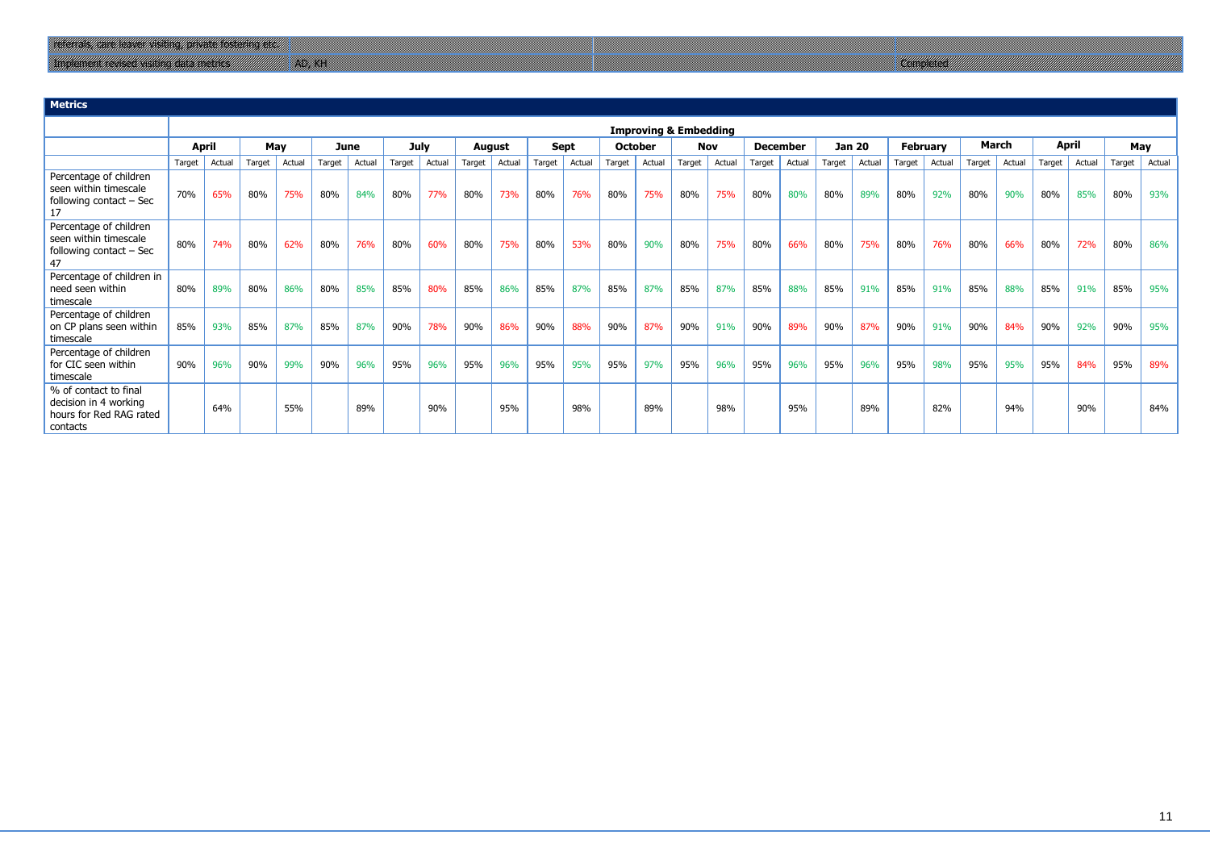| referrals, care leaver visiting, private fostering etc. | | | |
|---|---|---|---|
| Implement revised visiting data metrics | AD, KH | | Completed |

## Metrics

| | Improving & Embedding | | | | | | | | | | | | | | | | | | | | | | | | | | | | |
|---|---|---|---|---|---|---|---|---|---|---|---|---|---|---|---|---|---|---|---|---|---|---|---|---|---|---|---|---|---|
| | April | | May | | June | | July | | August | | Sept | | October | | Nov | | December | | Jan 20 | | February | | March | | April | | May | |
| | Target | Actual | Target | Actual | Target | Actual | Target | Actual | Target | Actual | Target | Actual | Target | Actual | Target | Actual | Target | Actual | Target | Actual | Target | Actual | Target | Actual | Target | Actual | Target | Actual |
| Percentage of children seen within timescale following contact – Sec 17 | 70% | 65% | 80% | 75% | 80% | 84% | 80% | 77% | 80% | 73% | 80% | 76% | 80% | 75% | 80% | 75% | 80% | 80% | 80% | 89% | 80% | 92% | 80% | 90% | 80% | 85% | 80% | 93% |
| Percentage of children seen within timescale following contact – Sec 47 | 80% | 74% | 80% | 62% | 80% | 76% | 80% | 60% | 80% | 75% | 80% | 53% | 80% | 90% | 80% | 75% | 80% | 66% | 80% | 75% | 80% | 76% | 80% | 66% | 80% | 72% | 80% | 86% |
| Percentage of children in need seen within timescale | 80% | 89% | 80% | 86% | 80% | 85% | 85% | 80% | 85% | 86% | 85% | 87% | 85% | 87% | 85% | 87% | 85% | 88% | 85% | 91% | 85% | 91% | 85% | 88% | 85% | 91% | 85% | 95% |
| Percentage of children on CP plans seen within timescale | 85% | 93% | 85% | 87% | 85% | 87% | 90% | 78% | 90% | 86% | 90% | 88% | 90% | 87% | 90% | 91% | 90% | 89% | 90% | 87% | 90% | 91% | 90% | 84% | 90% | 92% | 90% | 95% |
| Percentage of children for CIC seen within timescale | 90% | 96% | 90% | 99% | 90% | 96% | 95% | 96% | 95% | 96% | 95% | 95% | 95% | 97% | 95% | 96% | 95% | 96% | 95% | 96% | 95% | 98% | 95% | 95% | 95% | 84% | 95% | 89% |
| % of contact to final decision in 4 working hours for Red RAG rated contacts | | 64% | | 55% | | 89% | | 90% | | 95% | | 98% | | 89% | | 98% | | 95% | | 89% | | 82% | | 94% | | 90% | | 84% |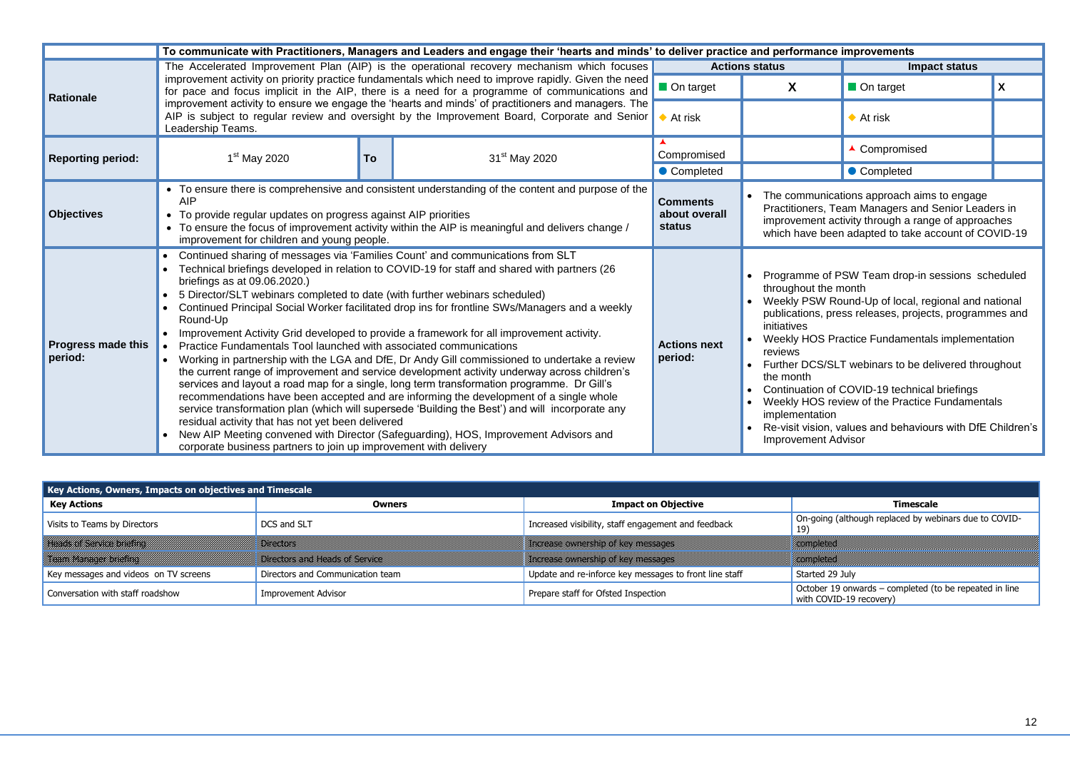| | To communicate with Practitioners, Managers and Leaders and engage their 'hearts and minds' to deliver practice and performance improvements | | | | | | |
|---|---|---|---|---|---|---|---|
| **Rationale** | The Accelerated Improvement Plan (AIP) is the operational recovery mechanism which focuses improvement activity on priority practice fundamentals which need to improve rapidly. Given the need for pace and focus implicit in the AIP, there is a need for a programme of communications and improvement activity to ensure we engage the 'hearts and minds' of practitioners and managers. The AIP is subject to regular review and oversight by the Improvement Board, Corporate and Senior Leadership Teams. | | | **Actions status** | | **Impact status** | |
| | | | | ■ On target | X | ■ On target | X |
| | | | | ◆ At risk | | ◆ At risk | |
| **Reporting period:** | 1st May 2020 | **To** | 31st May 2020 | ▲ Compromised | | ▲ Compromised | |
| | | | | ● Completed | | ● Completed | |
| **Objectives** | • To ensure there is comprehensive and consistent understanding of the content and purpose of the AIP<br>• To provide regular updates on progress against AIP priorities<br>• To ensure the focus of improvement activity within the AIP is meaningful and delivers change / improvement for children and young people. | | | **Comments about overall status** | • The communications approach aims to engage Practitioners, Team Managers and Senior Leaders in improvement activity through a range of approaches which have been adapted to take account of COVID-19 | | |
| **Progress made this period:** | • Continued sharing of messages via 'Families Count' and communications from SLT<br>• Technical briefings developed in relation to COVID-19 for staff and shared with partners (26 briefings as at 09.06.2020.)<br>• 5 Director/SLT webinars completed to date (with further webinars scheduled)<br>• Continued Principal Social Worker facilitated drop ins for frontline SWs/Managers and a weekly Round-Up<br>• Improvement Activity Grid developed to provide a framework for all improvement activity.<br>• Practice Fundamentals Tool launched with associated communications<br>• Working in partnership with the LGA and DfE, Dr Andy Gill commissioned to undertake a review the current range of improvement and service development activity underway across children's services and layout a road map for a single, long term transformation programme. Dr Gill's recommendations have been accepted and are informing the development of a single whole service transformation plan (which will supersede 'Building the Best') and will incorporate any residual activity that has not yet been delivered<br>• New AIP Meeting convened with Director (Safeguarding), HOS, Improvement Advisors and corporate business partners to join up improvement with delivery | | | **Actions next period:** | • Programme of PSW Team drop-in sessions scheduled throughout the month<br>• Weekly PSW Round-Up of local, regional and national publications, press releases, projects, programmes and initiatives<br>• Weekly HOS Practice Fundamentals implementation reviews<br>• Further DCS/SLT webinars to be delivered throughout the month<br>• Continuation of COVID-19 technical briefings<br>• Weekly HOS review of the Practice Fundamentals implementation<br>• Re-visit vision, values and behaviours with DfE Children's Improvement Advisor | | |

| Key Actions, Owners, Impacts on objectives and Timescale | | | |
|---|---|---|---|
| **Key Actions** | **Owners** | **Impact on Objective** | **Timescale** |
| Visits to Teams by Directors | DCS and SLT | Increased visibility, staff engagement and feedback | On-going (although replaced by webinars due to COVID-19) |
| Heads of Service briefing | Directors | Increase ownership of key messages | completed |
| Team Manager briefing | Directors and Heads of Service | Increase ownership of key messages | completed |
| Key messages and videos on TV screens | Directors and Communication team | Update and re-inforce key messages to front line staff | Started 29 July |
| Conversation with staff roadshow | Improvement Advisor | Prepare staff for Ofsted Inspection | October 19 onwards – completed (to be repeated in line with COVID-19 recovery) |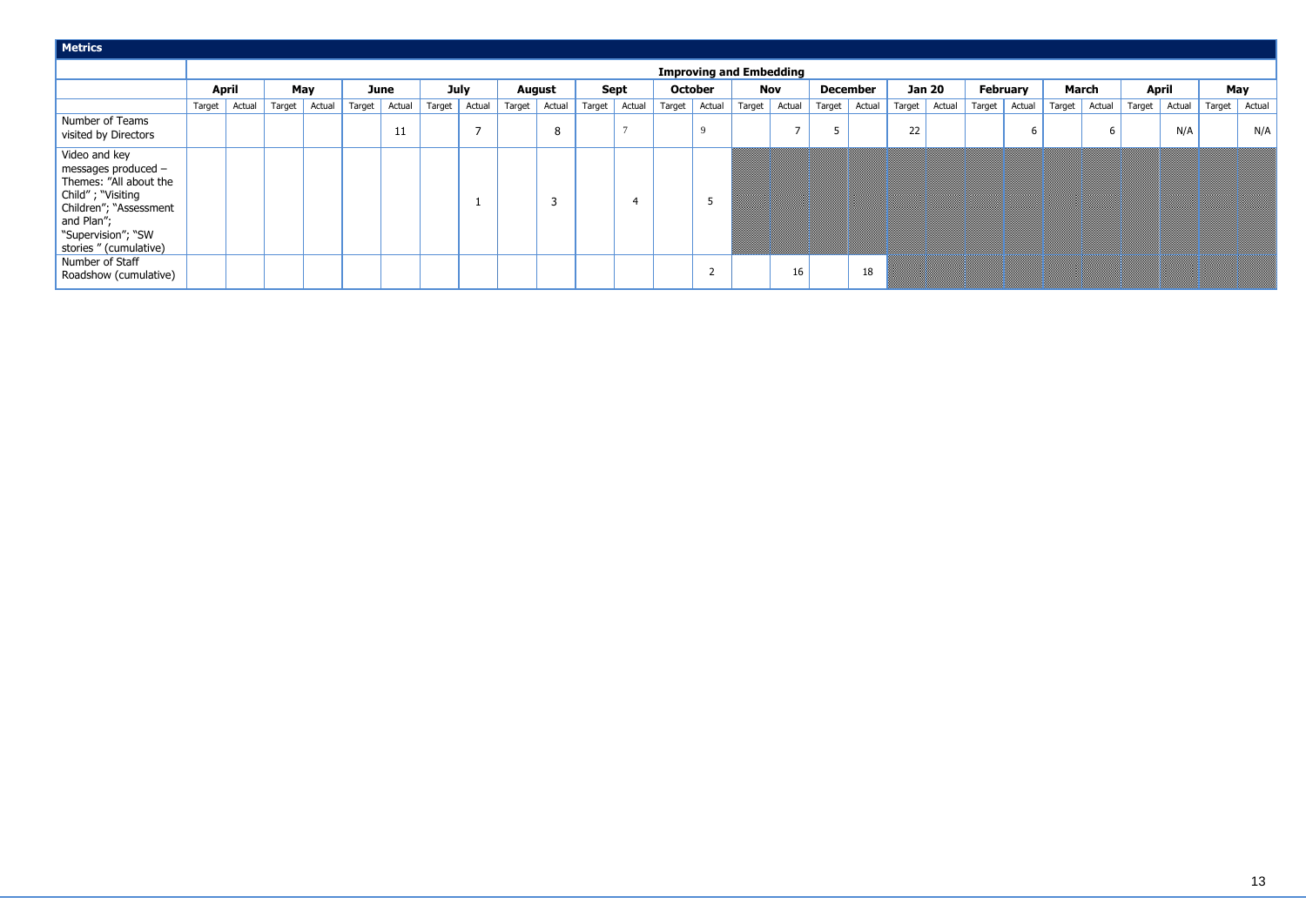**Metrics**

| | Improving and Embedding | | | | | | | | | | | | | | | | | | | | | | | | | | | |
|---|---|---|---|---|---|---|---|---|---|---|---|---|---|---|---|---|---|---|---|---|---|---|---|---|---|---|---|---|
| | April | | May | | June | | July | | August | | Sept | | October | | Nov | | December | | Jan 20 | | February | | March | | April | | May | |
| | Target | Actual | Target | Actual | Target | Actual | Target | Actual | Target | Actual | Target | Actual | Target | Actual | Target | Actual | Target | Actual | Target | Actual | Target | Actual | Target | Actual | Target | Actual | Target | Actual |
| Number of Teams visited by Directors | | | | | | 11 | | 7 | | 8 | | 7 | | 9 | | 7 | 5 | | 22 | | | 6 | | 6 | | N/A | | N/A |
| Video and key messages produced – Themes: "All about the Child" ; "Visiting Children"; "Assessment and Plan"; "Supervision"; "SW stories " (cumulative) | | | | | | | | 1 | | 3 | | 4 | | 5 | | | | | | | | | | | | | | |
| Number of Staff Roadshow (cumulative) | | | | | | | | | | | | | | 2 | | 16 | | 18 | | | | | | | | | | |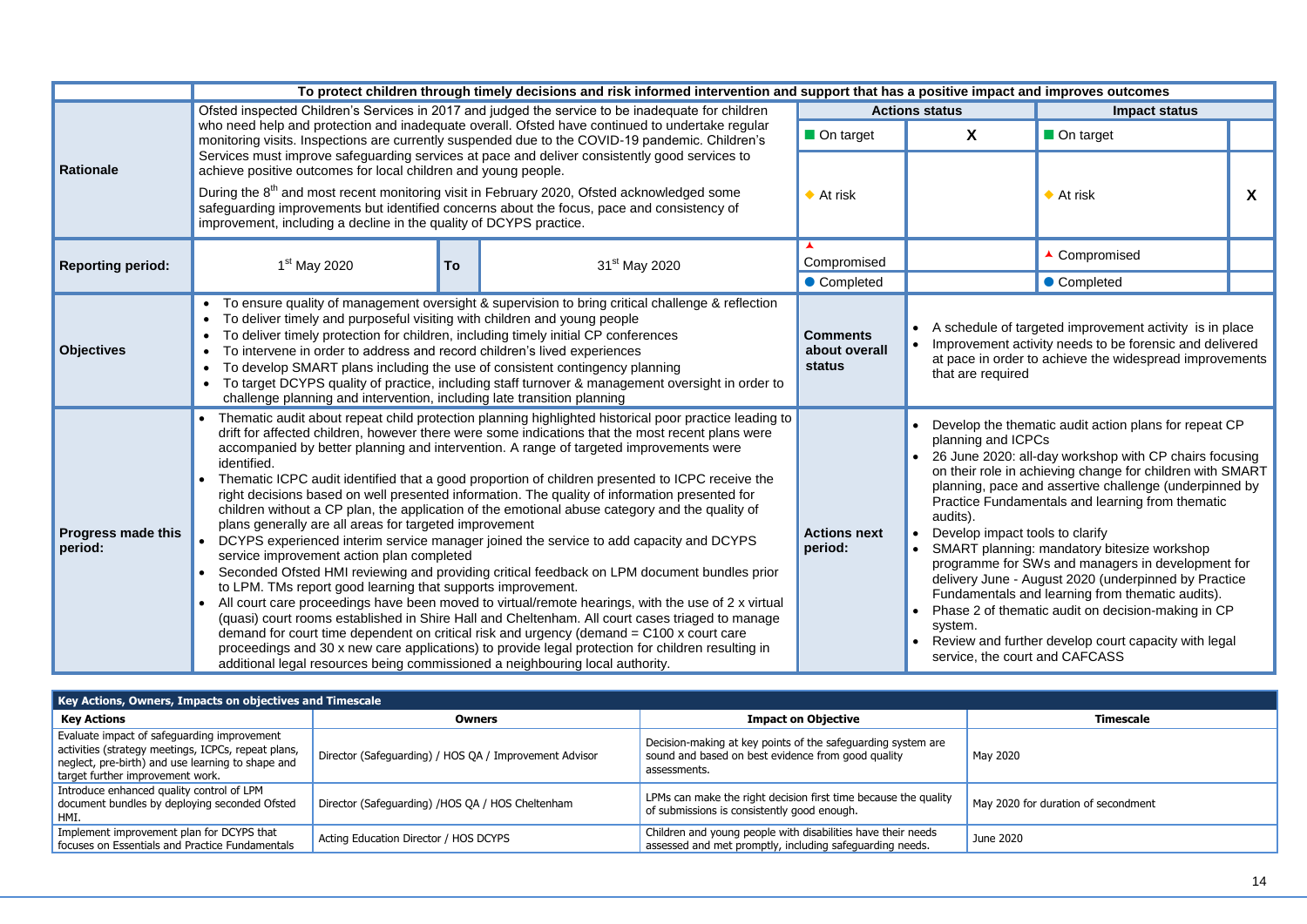| | To protect children through timely decisions and risk informed intervention and support that has a positive impact and improves outcomes | | | | | | |
|---|---|---|---|---|---|---|---|
| **Rationale** | Ofsted inspected Children's Services in 2017 and judged the service to be inadequate for children who need help and protection and inadequate overall. Ofsted have continued to undertake regular monitoring visits. Inspections are currently suspended due to the COVID-19 pandemic. Children's Services must improve safeguarding services at pace and deliver consistently good services to achieve positive outcomes for local children and young people.<br><br>During the 8th and most recent monitoring visit in February 2020, Ofsted acknowledged some safeguarding improvements but identified concerns about the focus, pace and consistency of improvement, including a decline in the quality of DCYPS practice. | | | **Actions status** | | **Impact status** | |
| | | | | On target | X | On target | |
| | | | | At risk | | At risk | X |
| **Reporting period:** | 1st May 2020 | To | 31st May 2020 | Compromised | | Compromised | |
| | | | | Completed | | Completed | |
| **Objectives** | • To ensure quality of management oversight & supervision to bring critical challenge & reflection<br>• To deliver timely and purposeful visiting with children and young people<br>• To deliver timely protection for children, including timely initial CP conferences<br>• To intervene in order to address and record children's lived experiences<br>• To develop SMART plans including the use of consistent contingency planning<br>• To target DCYPS quality of practice, including staff turnover & management oversight in order to challenge planning and intervention, including late transition planning | | | **Comments about overall status** | • A schedule of targeted improvement activity is in place<br>• Improvement activity needs to be forensic and delivered at pace in order to achieve the widespread improvements that are required | | |
| **Progress made this period:** | • Thematic audit about repeat child protection planning highlighted historical poor practice leading to drift for affected children, however there were some indications that the most recent plans were accompanied by better planning and intervention. A range of targeted improvements were identified.<br>• Thematic ICPC audit identified that a good proportion of children presented to ICPC receive the right decisions based on well presented information. The quality of information presented for children without a CP plan, the application of the emotional abuse category and the quality of plans generally are all areas for targeted improvement<br>• DCYPS experienced interim service manager joined the service to add capacity and DCYPS service improvement action plan completed<br>• Seconded Ofsted HMI reviewing and providing critical feedback on LPM document bundles prior to LPM. TMs report good learning that supports improvement.<br>• All court care proceedings have been moved to virtual/remote hearings, with the use of 2 x virtual (quasi) court rooms established in Shire Hall and Cheltenham. All court cases triaged to manage demand for court time dependent on critical risk and urgency (demand = C100 x court care proceedings and 30 x new care applications) to provide legal protection for children resulting in additional legal resources being commissioned a neighbouring local authority. | | | **Actions next period:** | • Develop the thematic audit action plans for repeat CP planning and ICPCs<br>• 26 June 2020: all-day workshop with CP chairs focusing on their role in achieving change for children with SMART planning, pace and assertive challenge (underpinned by Practice Fundamentals and learning from thematic audits).<br>• Develop impact tools to clarify<br>• SMART planning: mandatory bitesize workshop programme for SWs and managers in development for delivery June - August 2020 (underpinned by Practice Fundamentals and learning from thematic audits).<br>• Phase 2 of thematic audit on decision-making in CP system.<br>• Review and further develop court capacity with legal service, the court and CAFCASS | | |

| Key Actions, Owners, Impacts on objectives and Timescale | | | |
|---|---|---|---|
| **Key Actions** | **Owners** | **Impact on Objective** | **Timescale** |
| Evaluate impact of safeguarding improvement activities (strategy meetings, ICPCs, repeat plans, neglect, pre-birth) and use learning to shape and target further improvement work. | Director (Safeguarding) / HOS QA / Improvement Advisor | Decision-making at key points of the safeguarding system are sound and based on best evidence from good quality assessments. | May 2020 |
| Introduce enhanced quality control of LPM document bundles by deploying seconded Ofsted HMI. | Director (Safeguarding) /HOS QA / HOS Cheltenham | LPMs can make the right decision first time because the quality of submissions is consistently good enough. | May 2020 for duration of secondment |
| Implement improvement plan for DCYPS that focuses on Essentials and Practice Fundamentals | Acting Education Director / HOS DCYPS | Children and young people with disabilities have their needs assessed and met promptly, including safeguarding needs. | June 2020 |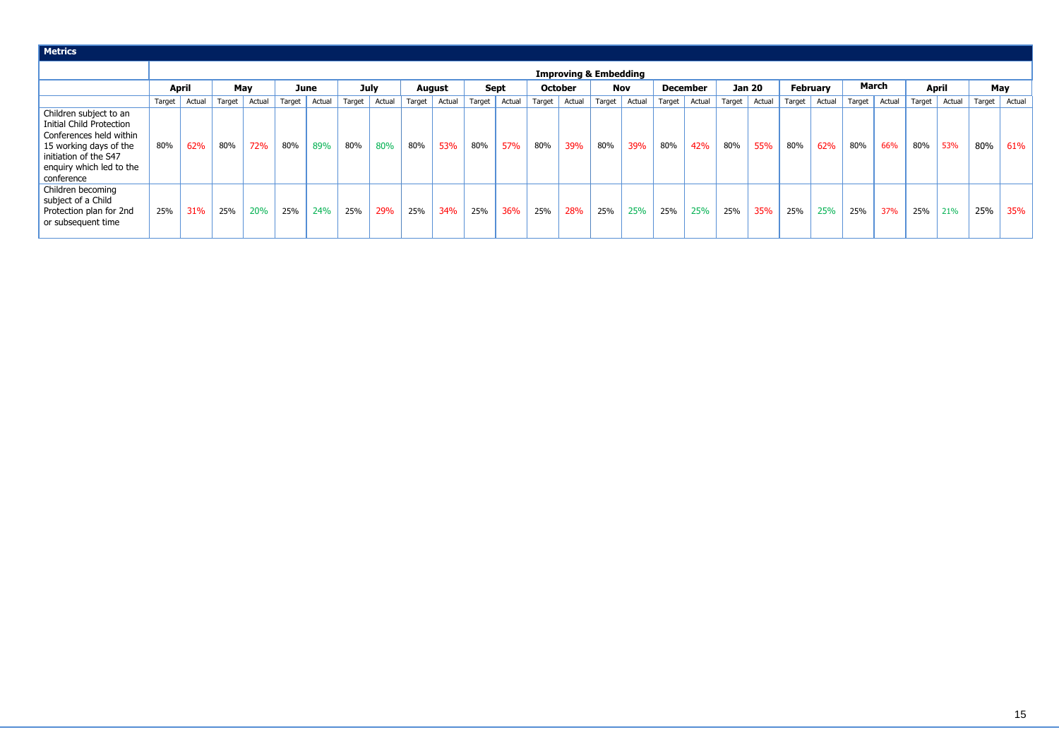| Metrics | | | | | | | | | | | | | | | | | | | | | | | | | | | | | | |
|---|---|---|---|---|---|---|---|---|---|---|---|---|---|---|---|---|---|---|---|---|---|---|---|---|---|---|---|---|---|---|
| | **Improving & Embedding** | | | | | | | | | | | | | | | | | | | | | | | | | | | | | |
| | **April** | | **May** | | **June** | | **July** | | **August** | | **Sept** | | **October** | | **Nov** | | **December** | | **Jan 20** | | **February** | | **March** | | **April** | | **May** | |
| | Target | Actual | Target | Actual | Target | Actual | Target | Actual | Target | Actual | Target | Actual | Target | Actual | Target | Actual | Target | Actual | Target | Actual | Target | Actual | Target | Actual | Target | Actual | Target | Actual |
| Children subject to an Initial Child Protection Conferences held within 15 working days of the initiation of the S47 enquiry which led to the conference | 80% | 62% | 80% | 72% | 80% | 89% | 80% | 80% | 80% | 53% | 80% | 57% | 80% | 39% | 80% | 39% | 80% | 42% | 80% | 55% | 80% | 62% | 80% | 66% | 80% | 53% | 80% | 61% |
| Children becoming subject of a Child Protection plan for 2nd or subsequent time | 25% | 31% | 25% | 20% | 25% | 24% | 25% | 29% | 25% | 34% | 25% | 36% | 25% | 28% | 25% | 25% | 25% | 25% | 25% | 35% | 25% | 25% | 25% | 37% | 25% | 21% | 25% | 35% |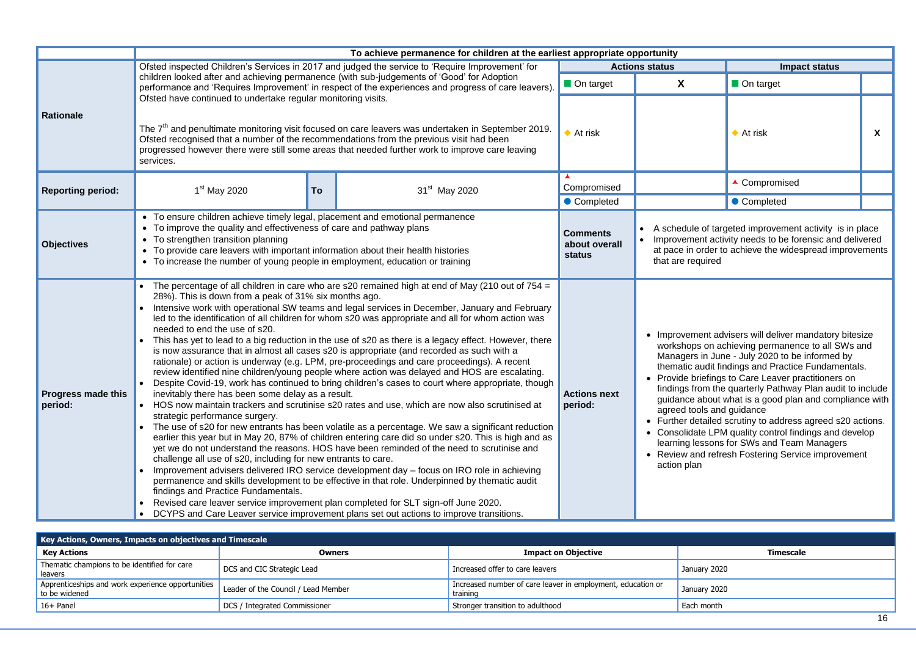| | To achieve permanence for children at the earliest appropriate opportunity | | | | | | |
|---|---|---|---|---|---|---|---|
| **Rationale** | Ofsted inspected Children's Services in 2017 and judged the service to 'Require Improvement' for children looked after and achieving permanence (with sub-judgements of 'Good' for Adoption performance and 'Requires Improvement' in respect of the experiences and progress of care leavers). Ofsted have continued to undertake regular monitoring visits.<br><br>The 7th and penultimate monitoring visit focused on care leavers was undertaken in September 2019. Ofsted recognised that a number of the recommendations from the previous visit had been progressed however there were still some areas that needed further work to improve care leaving services. | | | **Actions status** | | **Impact status** | |
| | | | | On target | X | On target | |
| | | | | At risk | | At risk | X |
| **Reporting period:** | 1st May 2020 | **To** | 31st May 2020 | Compromised | | Compromised | |
| | | | | Completed | | Completed | |
| **Objectives** | • To ensure children achieve timely legal, placement and emotional permanence<br>• To improve the quality and effectiveness of care and pathway plans<br>• To strengthen transition planning<br>• To provide care leavers with important information about their health histories<br>• To increase the number of young people in employment, education or training | | | **Comments about overall status** | • A schedule of targeted improvement activity is in place<br>• Improvement activity needs to be forensic and delivered at pace in order to achieve the widespread improvements that are required | | |
| **Progress made this period:** | • The percentage of all children in care who are s20 remained high at end of May (210 out of 754 = 28%). This is down from a peak of 31% six months ago.<br>• Intensive work with operational SW teams and legal services in December, January and February led to the identification of all children for whom s20 was appropriate and all for whom action was needed to end the use of s20.<br>• This has yet to lead to a big reduction in the use of s20 as there is a legacy effect. However, there is now assurance that in almost all cases s20 is appropriate (and recorded as such with a rationale) or action is underway (e.g. LPM, pre-proceedings and care proceedings). A recent review identified nine children/young people where action was delayed and HOS are escalating.<br>• Despite Covid-19, work has continued to bring children's cases to court where appropriate, though inevitably there has been some delay as a result.<br>• HOS now maintain trackers and scrutinise s20 rates and use, which are now also scrutinised at strategic performance surgery.<br>• The use of s20 for new entrants has been volatile as a percentage. We saw a significant reduction earlier this year but in May 20, 87% of children entering care did so under s20. This is high and as yet we do not understand the reasons. HOS have been reminded of the need to scrutinise and challenge all use of s20, including for new entrants to care.<br>• Improvement advisers delivered IRO service development day – focus on IRO role in achieving permanence and skills development to be effective in that role. Underpinned by thematic audit findings and Practice Fundamentals.<br>• Revised care leaver service improvement plan completed for SLT sign-off June 2020.<br>• DCYPS and Care Leaver service improvement plans set out actions to improve transitions. | | | **Actions next period:** | • Improvement advisers will deliver mandatory bitesize workshops on achieving permanence to all SWs and Managers in June - July 2020 to be informed by thematic audit findings and Practice Fundamentals.<br>• Provide briefings to Care Leaver practitioners on findings from the quarterly Pathway Plan audit to include guidance about what is a good plan and compliance with agreed tools and guidance<br>• Further detailed scrutiny to address agreed s20 actions.<br>• Consolidate LPM quality control findings and develop learning lessons for SWs and Team Managers<br>• Review and refresh Fostering Service improvement action plan | | |

| Key Actions, Owners, Impacts on objectives and Timescale | | | |
|---|---|---|---|
| **Key Actions** | **Owners** | **Impact on Objective** | **Timescale** |
| Thematic champions to be identified for care leavers | DCS and CIC Strategic Lead | Increased offer to care leavers | January 2020 |
| Apprenticeships and work experience opportunities to be widened | Leader of the Council / Lead Member | Increased number of care leaver in employment, education or training | January 2020 |
| 16+ Panel | DCS / Integrated Commissioner | Stronger transition to adulthood | Each month |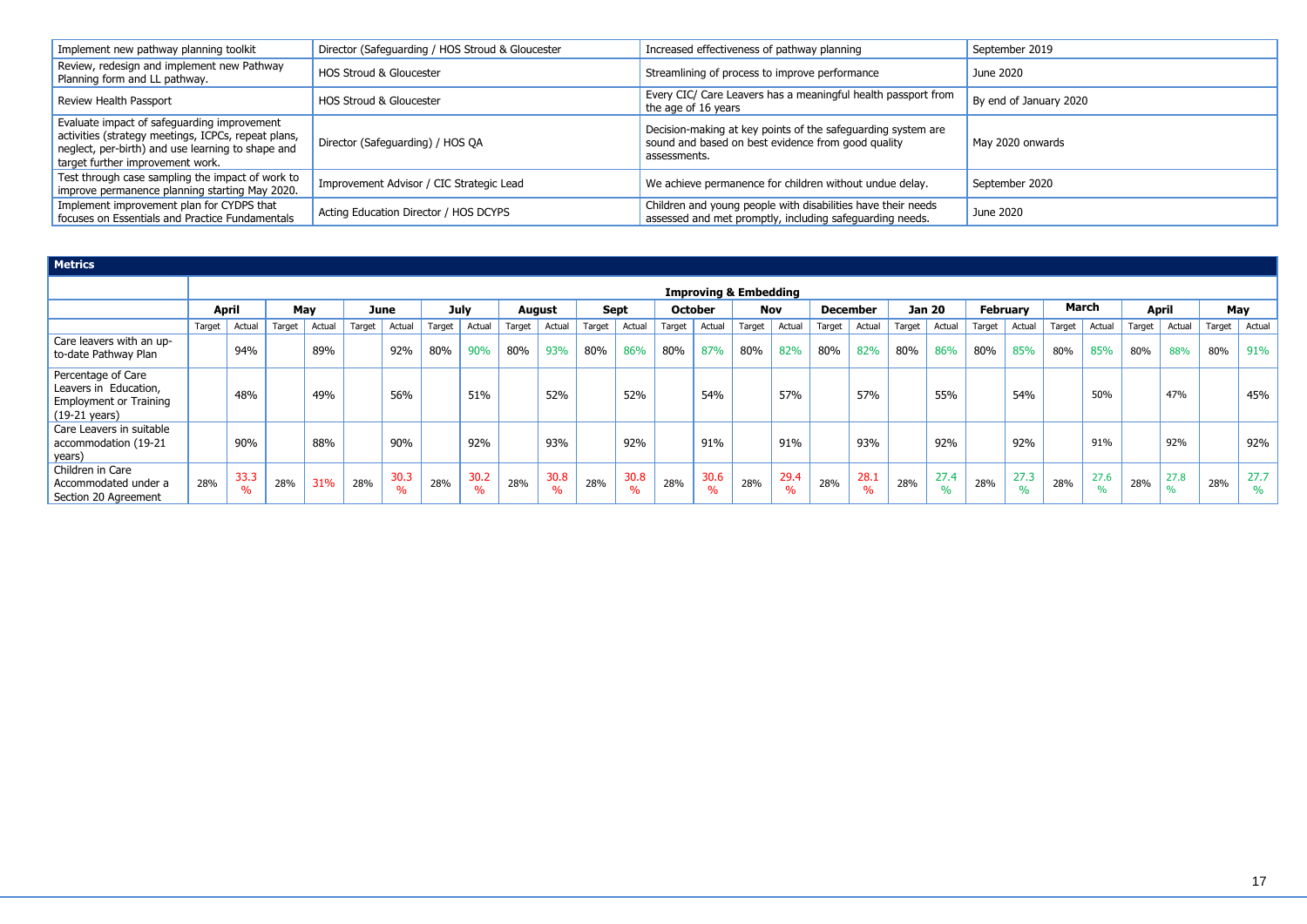| | | | |
|---|---|---|---|
| Implement new pathway planning toolkit | Director (Safeguarding / HOS Stroud & Gloucester | Increased effectiveness of pathway planning | September 2019 |
| Review, redesign and implement new Pathway Planning form and LL pathway. | HOS Stroud & Gloucester | Streamlining of process to improve performance | June 2020 |
| Review Health Passport | HOS Stroud & Gloucester | Every CIC/ Care Leavers has a meaningful health passport from the age of 16 years | By end of January 2020 |
| Evaluate impact of safeguarding improvement activities (strategy meetings, ICPCs, repeat plans, neglect, per-birth) and use learning to shape and target further improvement work. | Director (Safeguarding) / HOS QA | Decision-making at key points of the safeguarding system are sound and based on best evidence from good quality assessments. | May 2020 onwards |
| Test through case sampling the impact of work to improve permanence planning starting May 2020. | Improvement Advisor / CIC Strategic Lead | We achieve permanence for children without undue delay. | September 2020 |
| Implement improvement plan for CYDPS that focuses on Essentials and Practice Fundamentals | Acting Education Director / HOS DCYPS | Children and young people with disabilities have their needs assessed and met promptly, including safeguarding needs. | June 2020 |

## Metrics

| | Improving & Embedding | | | | | | | | | | | | | | | | | | | | | | | | | | | | | | | | | | | | | | | |
|---|---|---|---|---|---|---|---|---|---|---|---|---|---|---|---|---|---|---|---|---|---|---|---|---|---|---|---|---|---|---|---|---|---|---|---|---|---|---|---|---|
| | April | | May | | June | | July | | August | | Sept | | October | | Nov | | December | | Jan 20 | | February | | March | | April | | May | |
| | Target | Actual | Target | Actual | Target | Actual | Target | Actual | Target | Actual | Target | Actual | Target | Actual | Target | Actual | Target | Actual | Target | Actual | Target | Actual | Target | Actual | Target | Actual | Target | Actual |
| Care leavers with an up-to-date Pathway Plan | | 94% | | 89% | | 92% | 80% | 90% | 80% | 93% | 80% | 86% | 80% | 87% | 80% | 82% | 80% | 82% | 80% | 86% | 80% | 85% | 80% | 85% | 80% | 88% | 80% | 91% |
| Percentage of Care Leavers in Education, Employment or Training (19-21 years) | | 48% | | 49% | | 56% | | 51% | | 52% | | 52% | | 54% | | 57% | | 57% | | 55% | | 54% | | 50% | | 47% | | 45% |
| Care Leavers in suitable accommodation (19-21 years) | | 90% | | 88% | | 90% | | 92% | | 93% | | 92% | | 91% | | 91% | | 93% | | 92% | | 92% | | 91% | | 92% | | 92% |
| Children in Care Accommodated under a Section 20 Agreement | 28% | 33.3% | 28% | 31% | 28% | 30.3% | 28% | 30.2% | 28% | 30.8% | 28% | 30.8% | 28% | 30.6% | 28% | 29.4% | 28% | 28.1% | 28% | 27.4% | 28% | 27.3% | 28% | 27.6% | 28% | 27.8% | 28% | 27.7% |